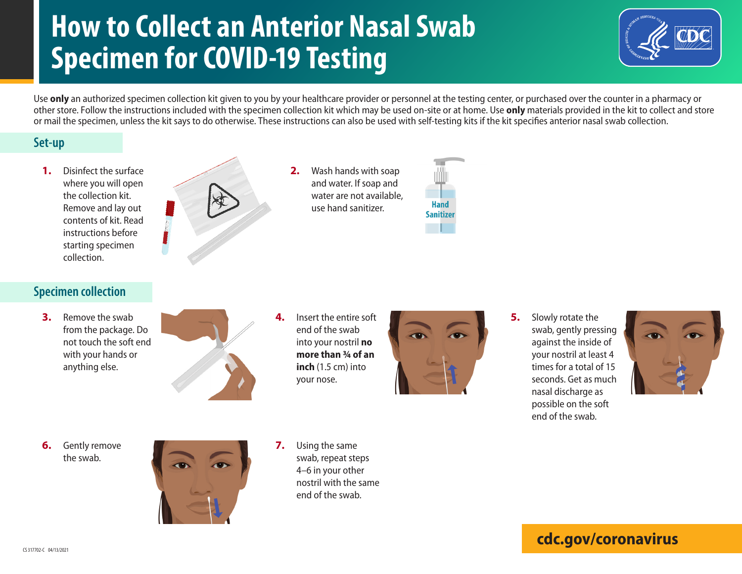# How to Collect an Anterior Nasal Swab Specimen for COVID-19 Testing

Use **only** an authorized specimen collection kit given to you by your healthcare provider or personnel at the testing center, or purchased over the counter in a pharmacy or other store. Follow the instructions included with the specimen collection kit which may be used on-site or at home. Use **only** materials provided in the kit to collect and store or mail the specimen, unless the kit says to do otherwise. These instructions can also be used with self-testing kits if the kit specifies anterior nasal swab collection.

## Set-up

1. Disinfect the surface where you will open the collection kit. Remove and lay out contents of kit. Read instructions before starting specimen collection.
2. Wash hands with soap and water. If soap and water are not available, use hand sanitizer.

## Specimen collection

3. Remove the swab from the package. Do not touch the soft end with your hands or anything else.
4. Insert the entire soft end of the swab into your nostril **no more than ¾ of an inch** (1.5 cm) into your nose.
5. Slowly rotate the swab, gently pressing against the inside of your nostril at least 4 times for a total of 15 seconds. Get as much nasal discharge as possible on the soft end of the swab.
6. Gently remove the swab.
7. Using the same swab, repeat steps 4–6 in your other nostril with the same end of the swab.

cdc.gov/coronavirus

CS 317702-C 04/13/2021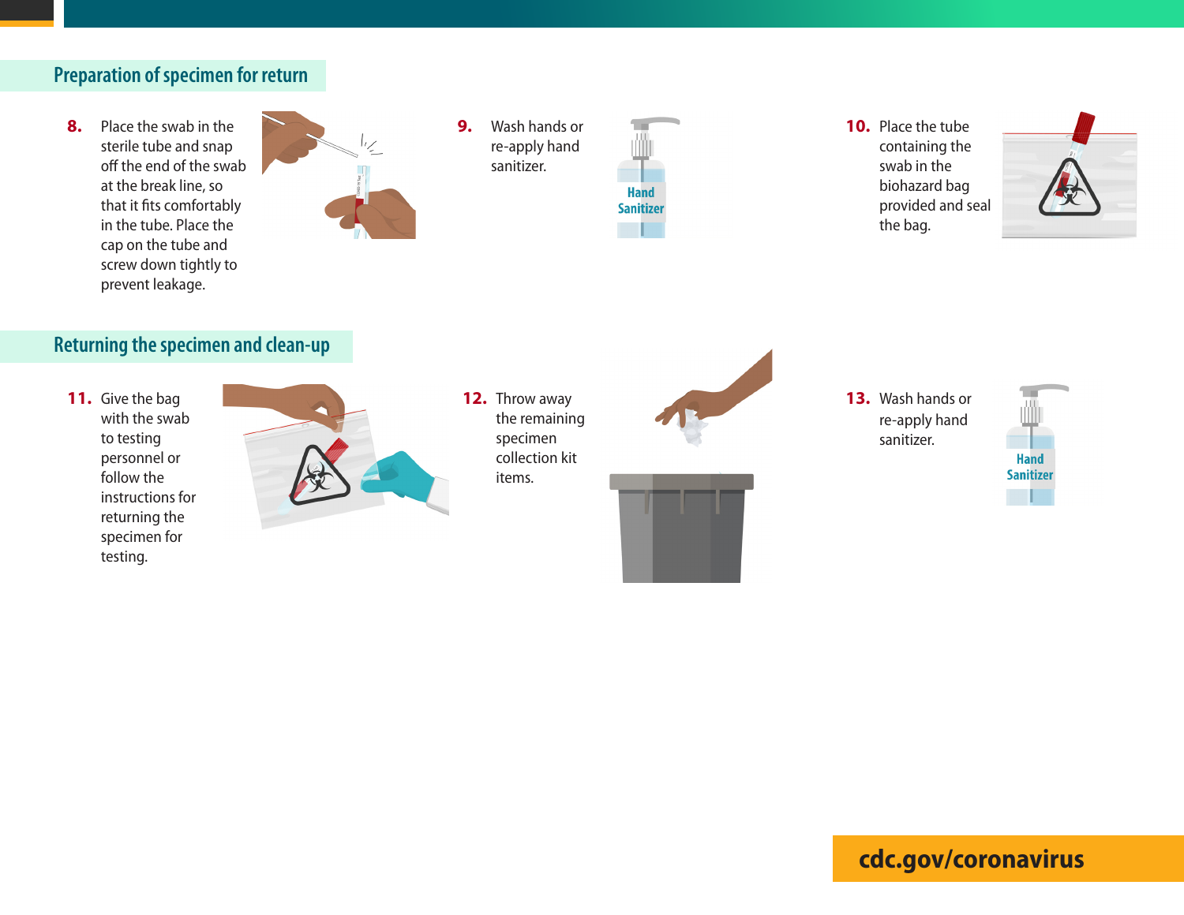## Preparation of specimen for return

**8.** Place the swab in the sterile tube and snap off the end of the swab at the break line, so that it fits comfortably in the tube. Place the cap on the tube and screw down tightly to prevent leakage.

**9.** Wash hands or re-apply hand sanitizer.

**10.** Place the tube containing the swab in the biohazard bag provided and seal the bag.

## Returning the specimen and clean-up

**11.** Give the bag with the swab to testing personnel or follow the instructions for returning the specimen for testing.

**12.** Throw away the remaining specimen collection kit items.

**13.** Wash hands or re-apply hand sanitizer.

**cdc.gov/coronavirus**